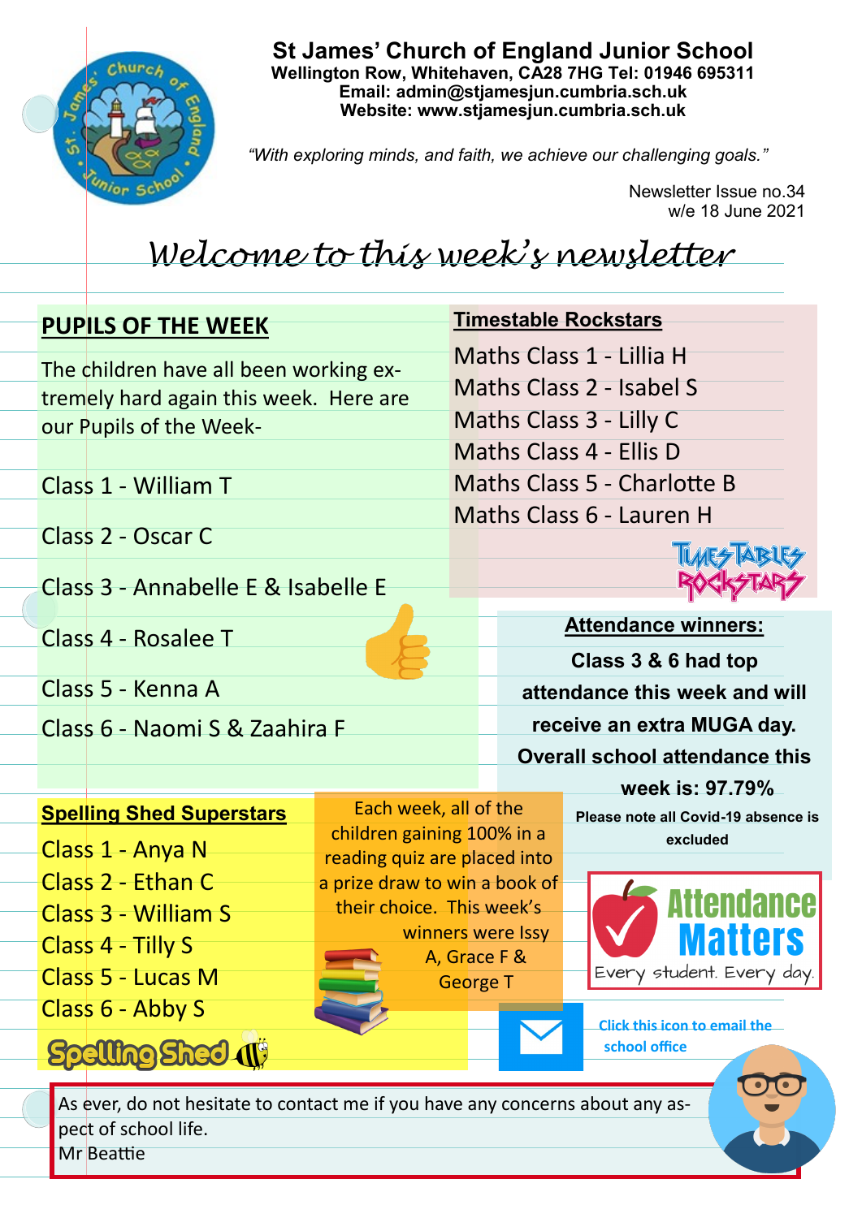# St James' Church of England Junior School

**Wellington Row, Whitehaven, CA28 7HG Tel: 01946 695311**
**Email: admin@stjamesjun.cumbria.sch.uk**
**Website: www.stjamesjun.cumbria.sch.uk**

*"With exploring minds, and faith, we achieve our challenging goals."*

Newsletter Issue no.34
w/e 18 June 2021

## *Welcome to this week's newsletter*

### PUPILS OF THE WEEK

The children have all been working extremely hard again this week. Here are our Pupils of the Week-

Class 1 - William T

Class 2 - Oscar C

Class 3 - Annabelle E & Isabelle E

Class 4 - Rosalee T

Class 5 - Kenna A

Class 6 - Naomi S & Zaahira F

### Timestable Rockstars

Maths Class 1 - Lillia H
Maths Class 2 - Isabel S
Maths Class 3 - Lilly C
Maths Class 4 - Ellis D
Maths Class 5 - Charlotte B
Maths Class 6 - Lauren H

### Attendance winners:

**Class 3 & 6 had top attendance this week and will receive an extra MUGA day.**
**Overall school attendance this week is: 97.79%**

**Please note all Covid-19 absence is excluded**

Attendance Matters
Every student. Every day.

### Spelling Shed Superstars

Class 1 - Anya N
Class 2 - Ethan C
Class 3 - William S
Class 4 - Tilly S
Class 5 - Lucas M
Class 6 - Abby S

Each week, all of the children gaining 100% in a reading quiz are placed into a prize draw to win a book of their choice. This week's winners were Issy A, Grace F & George T

Click this icon to email the school office

As ever, do not hesitate to contact me if you have any concerns about any aspect of school life.
Mr Beattie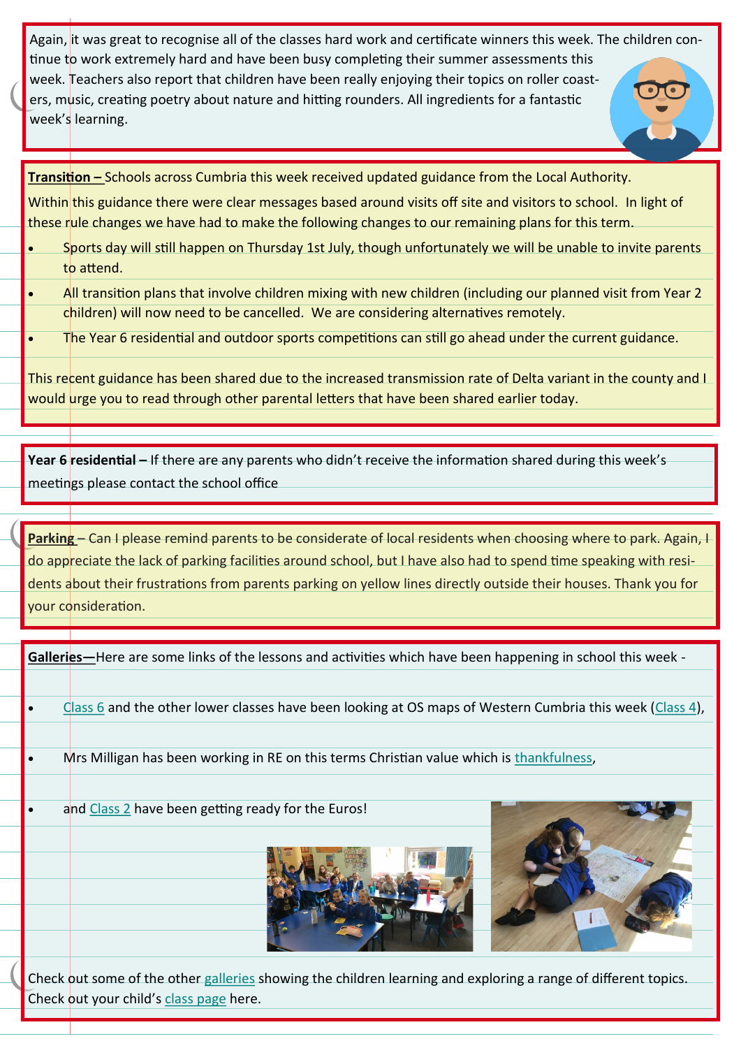Again, it was great to recognise all of the classes hard work and certificate winners this week. The children continue to work extremely hard and have been busy completing their summer assessments this week. Teachers also report that children have been really enjoying their topics on roller coasters, music, creating poetry about nature and hitting rounders. All ingredients for a fantastic week's learning.

**Transition –** Schools across Cumbria this week received updated guidance from the Local Authority.

Within this guidance there were clear messages based around visits off site and visitors to school. In light of these rule changes we have had to make the following changes to our remaining plans for this term.

- Sports day will still happen on Thursday 1st July, though unfortunately we will be unable to invite parents to attend.
- All transition plans that involve children mixing with new children (including our planned visit from Year 2 children) will now need to be cancelled. We are considering alternatives remotely.
- The Year 6 residential and outdoor sports competitions can still go ahead under the current guidance.

This recent guidance has been shared due to the increased transmission rate of Delta variant in the county and I would urge you to read through other parental letters that have been shared earlier today.

**Year 6 residential –** If there are any parents who didn't receive the information shared during this week's meetings please contact the school office

**Parking** – Can I please remind parents to be considerate of local residents when choosing where to park. Again, I do appreciate the lack of parking facilities around school, but I have also had to spend time speaking with residents about their frustrations from parents parking on yellow lines directly outside their houses. Thank you for your consideration.

**Galleries—**Here are some links of the lessons and activities which have been happening in school this week -

- Class 6 and the other lower classes have been looking at OS maps of Western Cumbria this week (Class 4),
- Mrs Milligan has been working in RE on this terms Christian value which is thankfulness,
- and Class 2 have been getting ready for the Euros!

Check out some of the other galleries showing the children learning and exploring a range of different topics. Check out your child's class page here.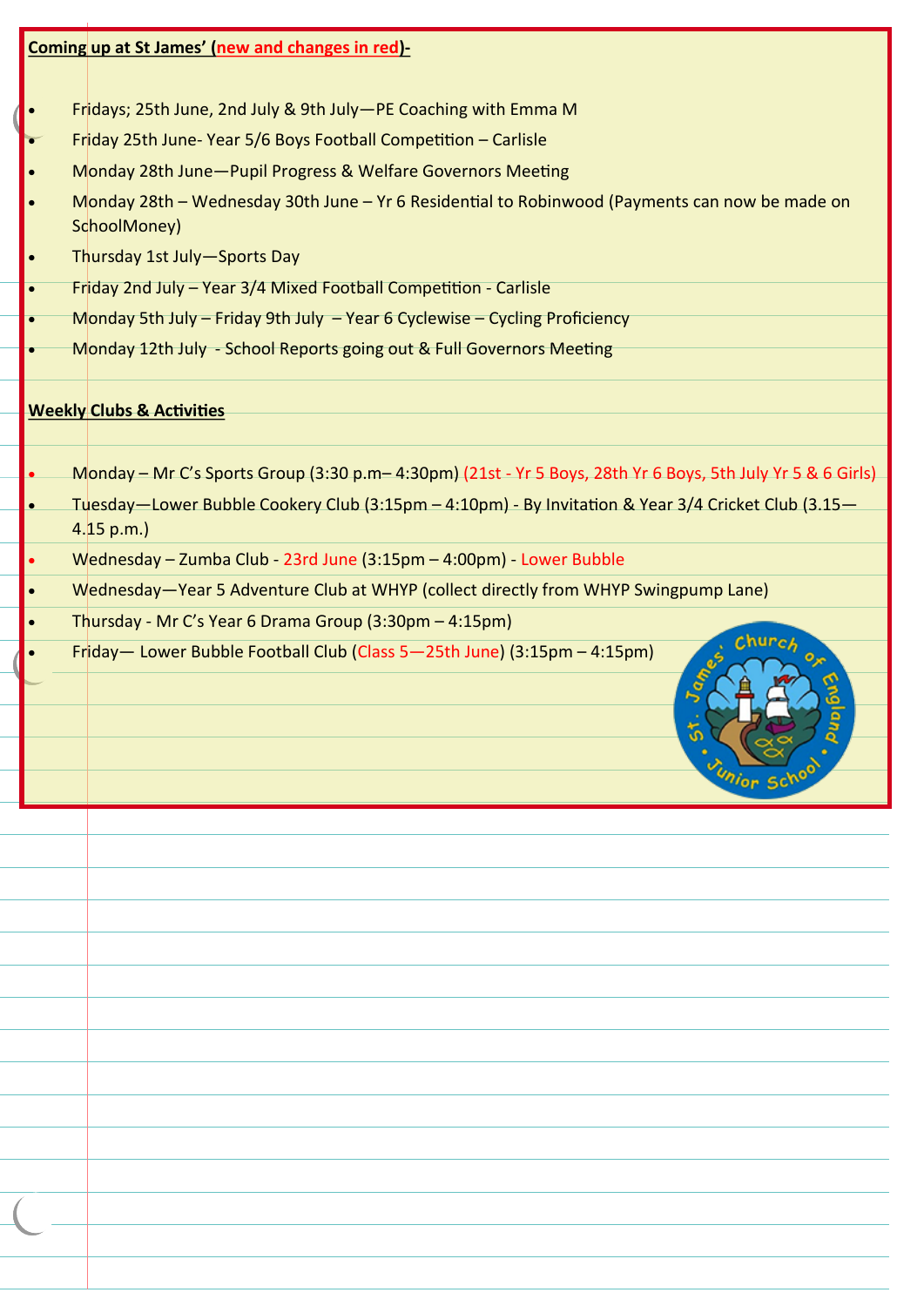**Coming up at St James' (new and changes in red)-**

- Fridays; 25th June, 2nd July & 9th July—PE Coaching with Emma M
- Friday 25th June- Year 5/6 Boys Football Competition – Carlisle
- Monday 28th June—Pupil Progress & Welfare Governors Meeting
- Monday 28th – Wednesday 30th June – Yr 6 Residential to Robinwood (Payments can now be made on SchoolMoney)
- Thursday 1st July—Sports Day
- Friday 2nd July – Year 3/4 Mixed Football Competition - Carlisle
- Monday 5th July – Friday 9th July – Year 6 Cyclewise – Cycling Proficiency
- Monday 12th July - School Reports going out & Full Governors Meeting

**Weekly Clubs & Activities**

- Monday – Mr C's Sports Group (3:30 p.m– 4:30pm) (21st - Yr 5 Boys, 28th Yr 6 Boys, 5th July Yr 5 & 6 Girls)
- Tuesday—Lower Bubble Cookery Club (3:15pm – 4:10pm) - By Invitation & Year 3/4 Cricket Club (3.15—4.15 p.m.)
- Wednesday – Zumba Club - 23rd June (3:15pm – 4:00pm) - Lower Bubble
- Wednesday—Year 5 Adventure Club at WHYP (collect directly from WHYP Swingpump Lane)
- Thursday - Mr C's Year 6 Drama Group (3:30pm – 4:15pm)
- Friday— Lower Bubble Football Club (Class 5—25th June) (3:15pm – 4:15pm)